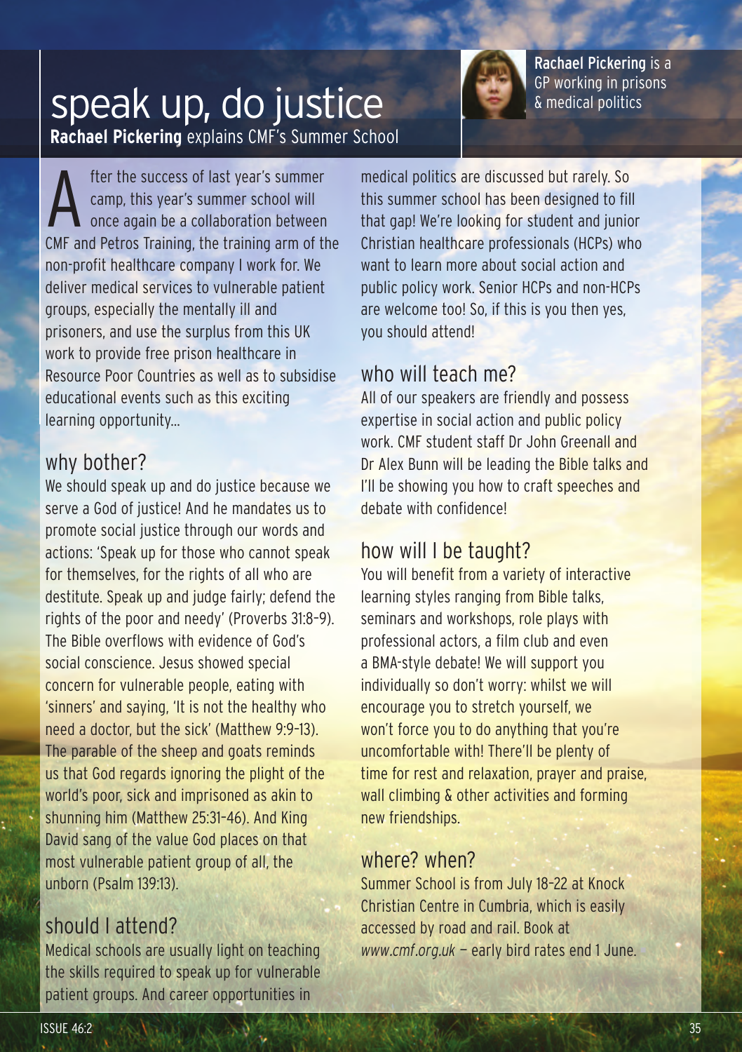# speak up, do justice

**Rachael Pickering** explains CMF's Summer School

**Rachael Pickering** is a GP working in prisons & medical politics

After the success of last year's summer camp, this year's summer school will once again be a collaboration between CMF and Petros Training, the training arm of the non-profit healthcare company I work for. We deliver medical services to vulnerable patient groups, especially the mentally ill and prisoners, and use the surplus from this UK work to provide free prison healthcare in Resource Poor Countries as well as to subsidise educational events such as this exciting learning opportunity...

## why bother?

We should speak up and do justice because we serve a God of justice! And he mandates us to promote social justice through our words and actions: 'Speak up for those who cannot speak for themselves, for the rights of all who are destitute. Speak up and judge fairly; defend the rights of the poor and needy' (Proverbs 31:8-9). The Bible overflows with evidence of God's social conscience. Jesus showed special concern for vulnerable people, eating with 'sinners' and saying, 'It is not the healthy who need a doctor, but the sick' (Matthew 9:9-13). The parable of the sheep and goats reminds us that God regards ignoring the plight of the world's poor, sick and imprisoned as akin to shunning him (Matthew 25:31-46). And King David sang of the value God places on that most vulnerable patient group of all, the unborn (Psalm 139:13).

## should I attend?

Medical schools are usually light on teaching the skills required to speak up for vulnerable patient groups. And career opportunities in medical politics are discussed but rarely. So this summer school has been designed to fill that gap! We're looking for student and junior Christian healthcare professionals (HCPs) who want to learn more about social action and public policy work. Senior HCPs and non-HCPs are welcome too! So, if this is you then yes, you should attend!

## who will teach me?

All of our speakers are friendly and possess expertise in social action and public policy work. CMF student staff Dr John Greenall and Dr Alex Bunn will be leading the Bible talks and I'll be showing you how to craft speeches and debate with confidence!

## how will I be taught?

You will benefit from a variety of interactive learning styles ranging from Bible talks, seminars and workshops, role plays with professional actors, a film club and even a BMA-style debate! We will support you individually so don't worry: whilst we will encourage you to stretch yourself, we won't force you to do anything that you're uncomfortable with! There'll be plenty of time for rest and relaxation, prayer and praise, wall climbing & other activities and forming new friendships.

## where? when?

Summer School is from July 18-22 at Knock Christian Centre in Cumbria, which is easily accessed by road and rail. Book at *www.cmf.org.uk* – early bird rates end 1 June.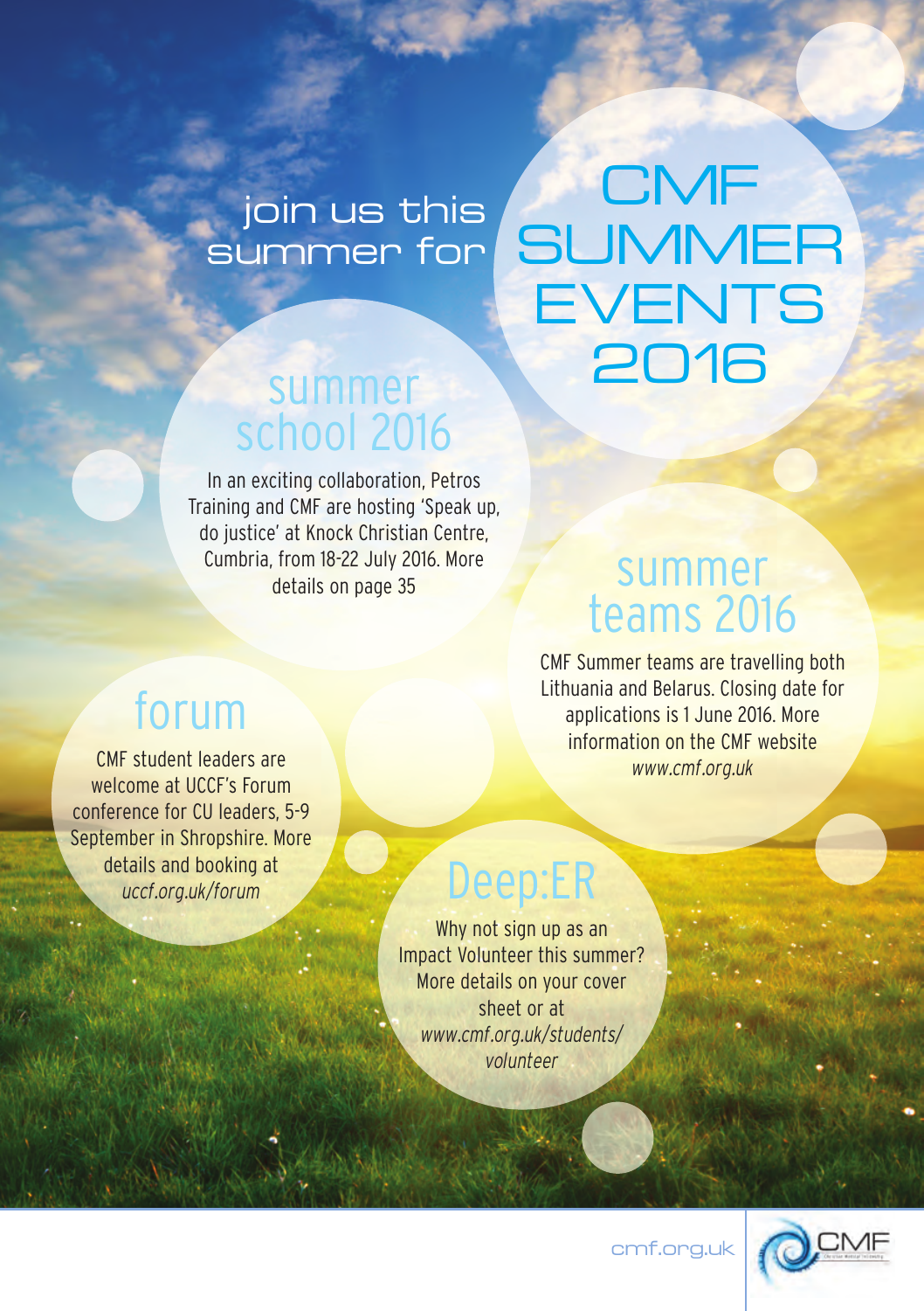join us this summer for

# CMF SUMMER EVENTS 2016

## summer school 2016

In an exciting collaboration, Petros Training and CMF are hosting 'Speak up, do justice' at Knock Christian Centre, Cumbria, from 18-22 July 2016. More details on page 35

## summer teams 2016

CMF Summer teams are travelling both Lithuania and Belarus. Closing date for applications is 1 June 2016. More information on the CMF website *www.cmf.org.uk*

## forum

CMF student leaders are welcome at UCCF's Forum conference for CU leaders, 5-9 September in Shropshire. More details and booking at *uccf.org.uk/forum*

## Deep:ER

Why not sign up as an Impact Volunteer this summer? More details on your cover sheet or at *www.cmf.org.uk/students/volunteer*

cmf.org.uk

CMF